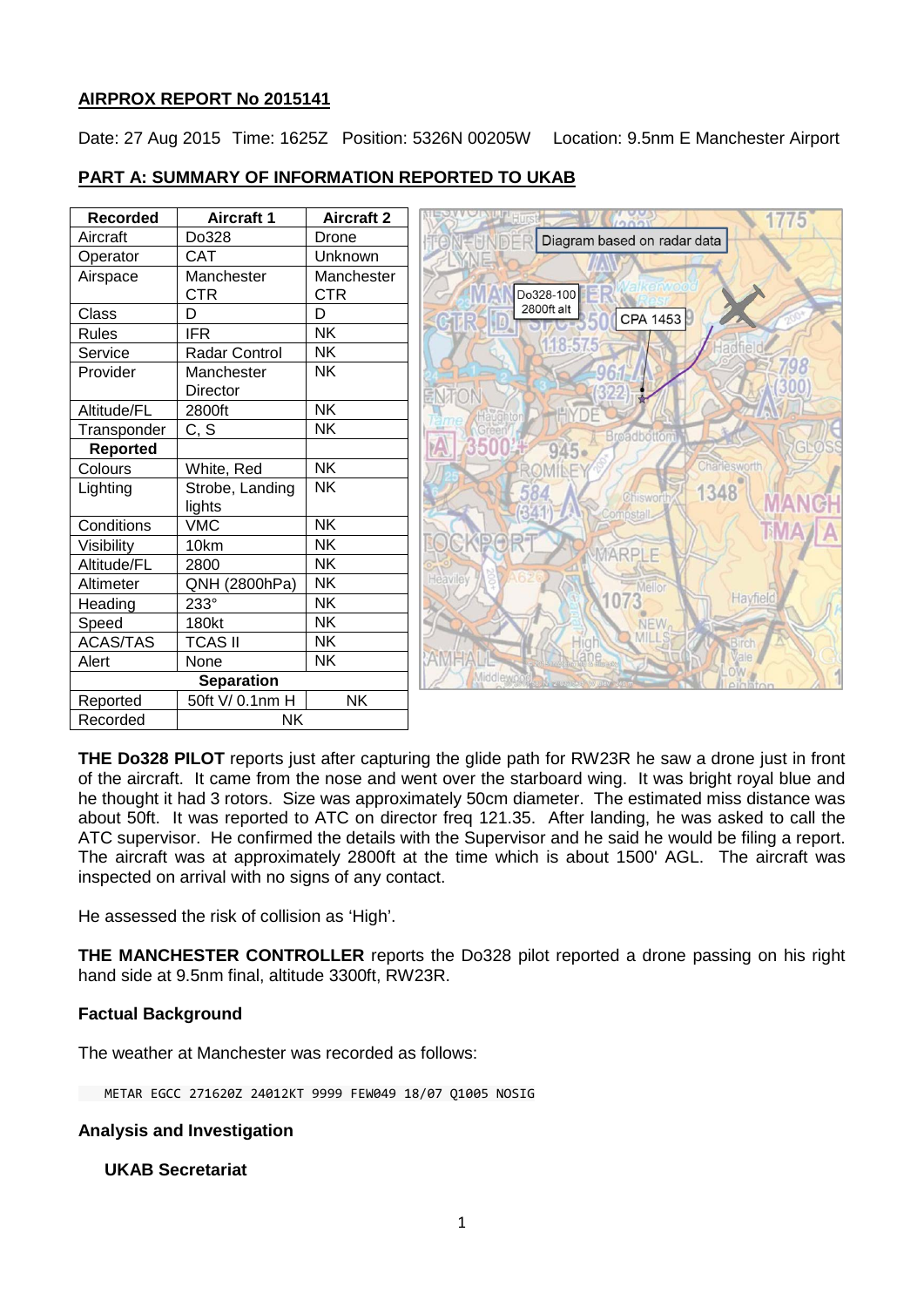## AIRPROX REPORT No 2015141

Date: 27 Aug 2015 Time: 1625Z Position: 5326N 00205W Location: 9.5nm E Manchester Airport

## PART A: SUMMARY OF INFORMATION REPORTED TO UKAB

| Recorded | Aircraft 1 | Aircraft 2 |
|---|---|---|
| Aircraft | Do328 | Drone |
| Operator | CAT | Unknown |
| Airspace | Manchester CTR | Manchester CTR |
| Class | D | D |
| Rules | IFR | NK |
| Service | Radar Control | NK |
| Provider | Manchester Director | NK |
| Altitude/FL | 2800ft | NK |
| Transponder | C, S | NK |
| **Reported** | | |
| Colours | White, Red | NK |
| Lighting | Strobe, Landing lights | NK |
| Conditions | VMC | NK |
| Visibility | 10km | NK |
| Altitude/FL | 2800 | NK |
| Altimeter | QNH (2800hPa) | NK |
| Heading | 233° | NK |
| Speed | 180kt | NK |
| ACAS/TAS | TCAS II | NK |
| Alert | None | NK |
| **Separation** | | |
| Reported | 50ft V/ 0.1nm H | NK |
| Recorded | NK | |

Diagram based on radar data

Do328-100 2800ft alt

CPA 1453

**THE Do328 PILOT** reports just after capturing the glide path for RW23R he saw a drone just in front of the aircraft. It came from the nose and went over the starboard wing. It was bright royal blue and he thought it had 3 rotors. Size was approximately 50cm diameter. The estimated miss distance was about 50ft. It was reported to ATC on director freq 121.35. After landing, he was asked to call the ATC supervisor. He confirmed the details with the Supervisor and he said he would be filing a report. The aircraft was at approximately 2800ft at the time which is about 1500' AGL. The aircraft was inspected on arrival with no signs of any contact.

He assessed the risk of collision as 'High'.

**THE MANCHESTER CONTROLLER** reports the Do328 pilot reported a drone passing on his right hand side at 9.5nm final, altitude 3300ft, RW23R.

### Factual Background

The weather at Manchester was recorded as follows:

```
METAR EGCC 271620Z 24012KT 9999 FEW049 18/07 Q1005 NOSIG
```

### Analysis and Investigation

#### UKAB Secretariat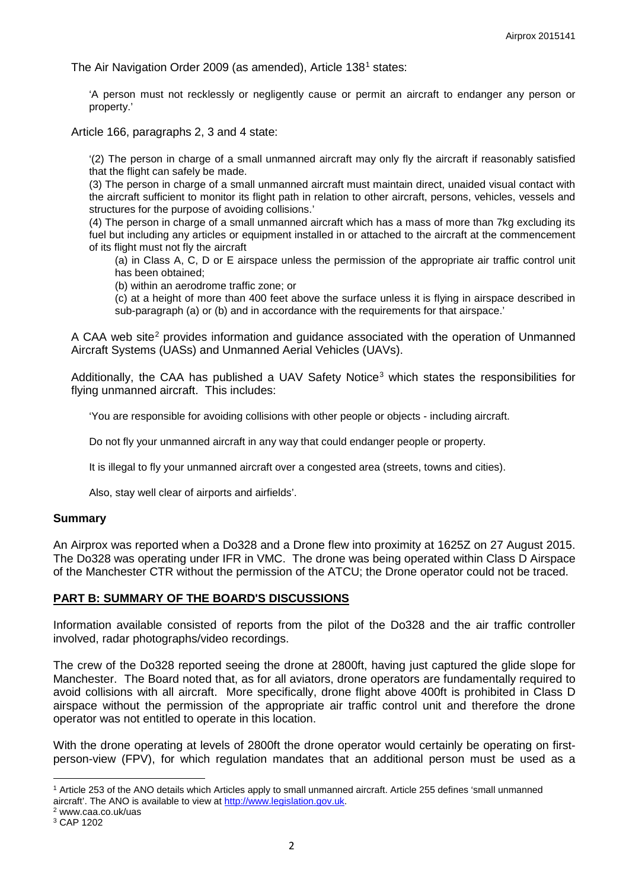The Air Navigation Order 2009 (as amended), Article 138[1] states:

> 'A person must not recklessly or negligently cause or permit an aircraft to endanger any person or property.'

Article 166, paragraphs 2, 3 and 4 state:

> '(2) The person in charge of a small unmanned aircraft may only fly the aircraft if reasonably satisfied that the flight can safely be made.
>
> (3) The person in charge of a small unmanned aircraft must maintain direct, unaided visual contact with the aircraft sufficient to monitor its flight path in relation to other aircraft, persons, vehicles, vessels and structures for the purpose of avoiding collisions.'
>
> (4) The person in charge of a small unmanned aircraft which has a mass of more than 7kg excluding its fuel but including any articles or equipment installed in or attached to the aircraft at the commencement of its flight must not fly the aircraft
>
> (a) in Class A, C, D or E airspace unless the permission of the appropriate air traffic control unit has been obtained;
>
> (b) within an aerodrome traffic zone; or
>
> (c) at a height of more than 400 feet above the surface unless it is flying in airspace described in sub-paragraph (a) or (b) and in accordance with the requirements for that airspace.'

A CAA web site[2] provides information and guidance associated with the operation of Unmanned Aircraft Systems (UASs) and Unmanned Aerial Vehicles (UAVs).

Additionally, the CAA has published a UAV Safety Notice[3] which states the responsibilities for flying unmanned aircraft. This includes:

> 'You are responsible for avoiding collisions with other people or objects - including aircraft.
>
> Do not fly your unmanned aircraft in any way that could endanger people or property.
>
> It is illegal to fly your unmanned aircraft over a congested area (streets, towns and cities).
>
> Also, stay well clear of airports and airfields'.

## Summary

An Airprox was reported when a Do328 and a Drone flew into proximity at 1625Z on 27 August 2015. The Do328 was operating under IFR in VMC. The drone was being operated within Class D Airspace of the Manchester CTR without the permission of the ATCU; the Drone operator could not be traced.

## PART B: SUMMARY OF THE BOARD'S DISCUSSIONS

Information available consisted of reports from the pilot of the Do328 and the air traffic controller involved, radar photographs/video recordings.

The crew of the Do328 reported seeing the drone at 2800ft, having just captured the glide slope for Manchester. The Board noted that, as for all aviators, drone operators are fundamentally required to avoid collisions with all aircraft. More specifically, drone flight above 400ft is prohibited in Class D airspace without the permission of the appropriate air traffic control unit and therefore the drone operator was not entitled to operate in this location.

With the drone operating at levels of 2800ft the drone operator would certainly be operating on first-person-view (FPV), for which regulation mandates that an additional person must be used as a

---

[1] Article 253 of the ANO details which Articles apply to small unmanned aircraft. Article 255 defines 'small unmanned aircraft'. The ANO is available to view at http://www.legislation.gov.uk.

[2] www.caa.co.uk/uas

[3] CAP 1202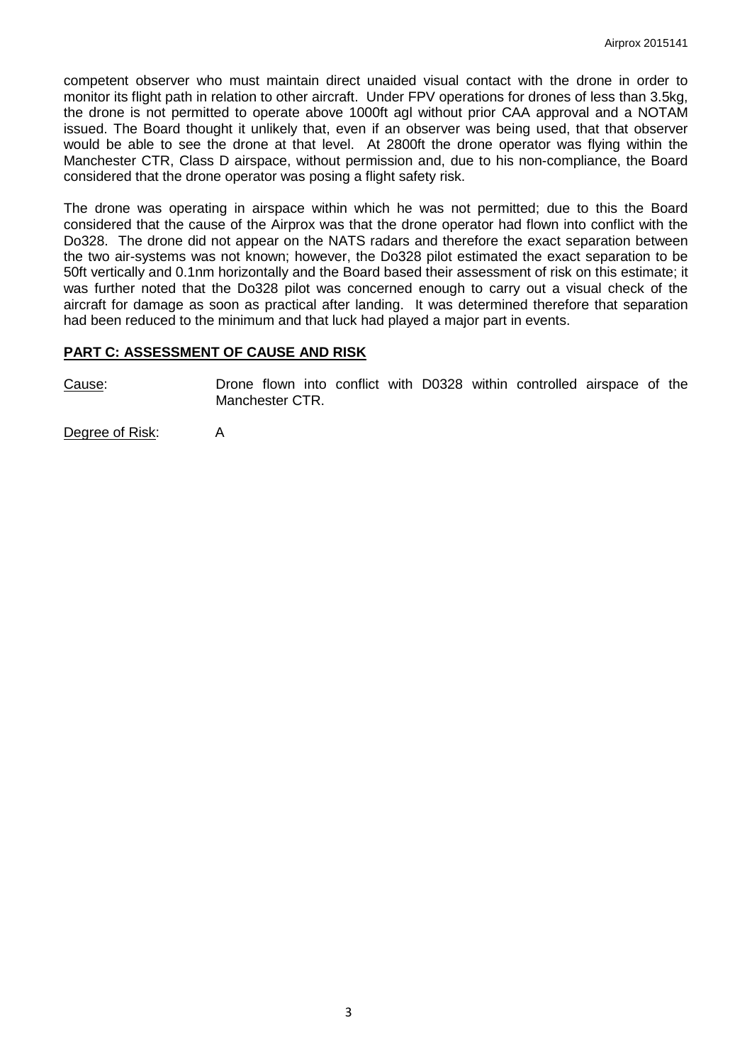competent observer who must maintain direct unaided visual contact with the drone in order to monitor its flight path in relation to other aircraft. Under FPV operations for drones of less than 3.5kg, the drone is not permitted to operate above 1000ft agl without prior CAA approval and a NOTAM issued. The Board thought it unlikely that, even if an observer was being used, that that observer would be able to see the drone at that level. At 2800ft the drone operator was flying within the Manchester CTR, Class D airspace, without permission and, due to his non-compliance, the Board considered that the drone operator was posing a flight safety risk.

The drone was operating in airspace within which he was not permitted; due to this the Board considered that the cause of the Airprox was that the drone operator had flown into conflict with the Do328. The drone did not appear on the NATS radars and therefore the exact separation between the two air-systems was not known; however, the Do328 pilot estimated the exact separation to be 50ft vertically and 0.1nm horizontally and the Board based their assessment of risk on this estimate; it was further noted that the Do328 pilot was concerned enough to carry out a visual check of the aircraft for damage as soon as practical after landing. It was determined therefore that separation had been reduced to the minimum and that luck had played a major part in events.

## PART C: ASSESSMENT OF CAUSE AND RISK

Cause: Drone flown into conflict with D0328 within controlled airspace of the Manchester CTR.

Degree of Risk: A